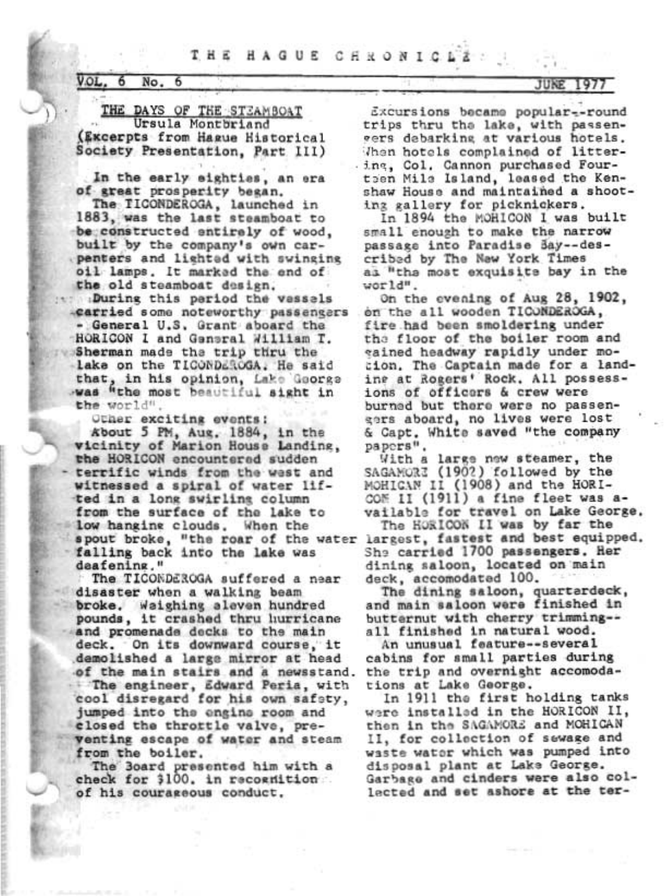THE HAGUE CHRONICLE

VOL. 6 No. 6 JUNE 1977

## THE DAYS OF THE STEAMBOAT

Ursula Montbriand

(Excerpts from Hague Historical Society Presentation, Part III)

In the early eighties, an era of great prosperity began.

The TICONDEROGA, launched in 1883, was the last steamboat to be constructed entirely of wood, built by the company's own carpenters and lighted with swinging oil lamps. It marked the end of the old steamboat design.

During this period the vessels carried some noteworthy passengers - General U.S. Grant aboard the HORICON I and General William T. Sherman made the trip thru the lake on the TICONDEROGA. He said that, in his opinion, Lake George was "the most beautiful sight in the world".

Other exciting events:

About 5 PM, Aug. 1884, in the vicinity of Marion House Landing, the HORICON encountered sudden terrific winds from the west and witnessed a spiral of water lifted in a long swirling column from the surface of the lake to low hanging clouds. When the spout broke, "the roar of the water falling back into the lake was deafening."

The TICONDEROGA suffered a near disaster when a walking beam broke. Weighing eleven hundred pounds, it crashed thru hurricane and promenade decks to the main deck. On its downward course, it demolished a large mirror at head of the main stairs and a newsstand.

The engineer, Edward Peria, with cool disregard for his own safety, jumped into the engine room and closed the throttle valve, preventing escape of water and steam from the boiler.

The Board presented him with a check for $100. in recognition of his courageous conduct.

Excursions became popular--round trips thru the lake, with passengers debarking at various hotels. When hotels complained of littering, Col. Cannon purchased Fourteen Mile Island, leased the Kenshaw House and maintained a shooting gallery for picknickers.

In 1894 the MOHICON I was built small enough to make the narrow passage into Paradise Bay--described by The New York Times as "the most exquisite bay in the world".

On the evening of Aug 28, 1902, on the all wooden TICONDEROGA, fire had been smoldering under the floor of the boiler room and gained headway rapidly under motion. The Captain made for a landing at Rogers' Rock. All possessions of officers & crew were burned but there were no passengers aboard, no lives were lost & Capt. White saved "the company papers".

With a large new steamer, the SAGAMORE (1902) followed by the MOHICAN II (1908) and the HORICON II (1911) a fine fleet was available for travel on Lake George.

The HORICON II was by far the largest, fastest and best equipped. She carried 1700 passengers. Her dining saloon, located on main deck, accomodated 100.

The dining saloon, quarterdeck, and main saloon were finished in butternut with cherry trimming--all finished in natural wood.

An unusual feature--several cabins for small parties during the trip and overnight accomodations at Lake George.

In 1911 the first holding tanks were installed in the HORICON II, then in the SAGAMORE and MOHICAN II, for collection of sewage and waste water which was pumped into disposal plant at Lake George. Garbage and cinders were also collected and set ashore at the ter-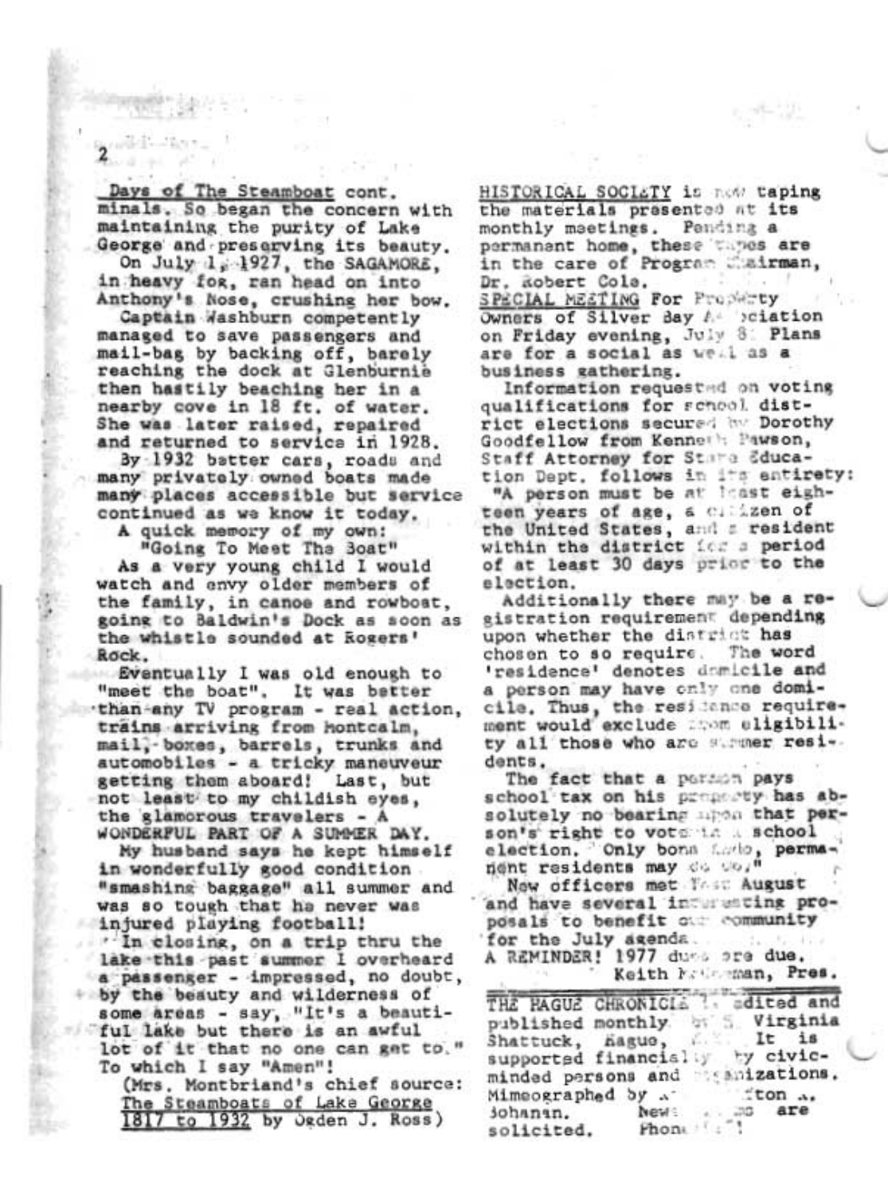<u>Days of The Steamboat</u> cont. minals. So began the concern with maintaining the purity of Lake George and preserving its beauty.

On July 1, 1927, the SAGAMORE, in heavy fog, ran head on into Anthony's Nose, crushing her bow.

Captain Washburn competently managed to save passengers and mail-bag by backing off, barely reaching the dock at Glenburnie then hastily beaching her in a nearby cove in 18 ft. of water. She was later raised, repaired and returned to service in 1928.

By 1932 better cars, roads and many privately owned boats made many places accessible but service continued as we know it today.

A quick memory of my own:

"Going To Meet The Boat"

As a very young child I would watch and envy older members of the family, in canoe and rowboat, going to Baldwin's Dock as soon as the whistle sounded at Rogers' Rock.

Eventually I was old enough to "meet the boat". It was better than any TV program - real action, trains arriving from Montcalm, mail, boxes, barrels, trunks and automobiles - a tricky maneuveur getting them aboard! Last, but not least to my childish eyes, the glamorous travelers - A WONDERFUL PART OF A SUMMER DAY.

My husband says he kept himself in wonderfully good condition "smashing baggage" all summer and was so tough that he never was injured playing football!

In closing, on a trip thru the lake this past summer I overheard a passenger - impressed, no doubt, by the beauty and wilderness of some areas - say, "It's a beautiful lake but there is an awful lot of it that no one can get to." To which I say "Amen"!

(Mrs. Montbriand's chief source: <u>The Steamboats of Lake George 1817 to 1932</u> by Ogden J. Ross)

<u>HISTORICAL SOCIETY</u> is now taping the materials presented at its monthly meetings. Pending a permanent home, these tapes are in the care of Program Chairman, Dr. Robert Cole.

<u>SPECIAL MEETING</u> For Property Owners of Silver Bay Association on Friday evening, July 8. Plans are for a social as well as a business gathering.

Information requested on voting qualifications for school district elections secured by Dorothy Goodfellow from Kenneth Pawson, Staff Attorney for State Education Dept. follows in its entirety: "A person must be at least eighteen years of age, a citizen of the United States, and a resident within the district for a period of at least 30 days prior to the election.

Additionally there may be a registration requirement depending upon whether the district has chosen to so require. The word 'residence' denotes domicile and a person may have only one domicile. Thus, the residence requirement would exclude from eligibility all those who are summer residents.

The fact that a person pays school tax on his property has absolutely no bearing upon that person's right to vote in a school election. Only bona fide, permanent residents may do so."

New officers met last August and have several interesting proposals to benefit our community for the July agenda.

A REMINDER! 1977 dues are due.

Keith M... man, Pres.

---

THE HAGUE CHRONICLE is edited and published monthly by S. Virginia Shattuck, Hague, N.Y. It is supported financially by civic-minded persons and organizations. Mimeographed by ... ton ... Johanan. News ... are solicited. Phone ...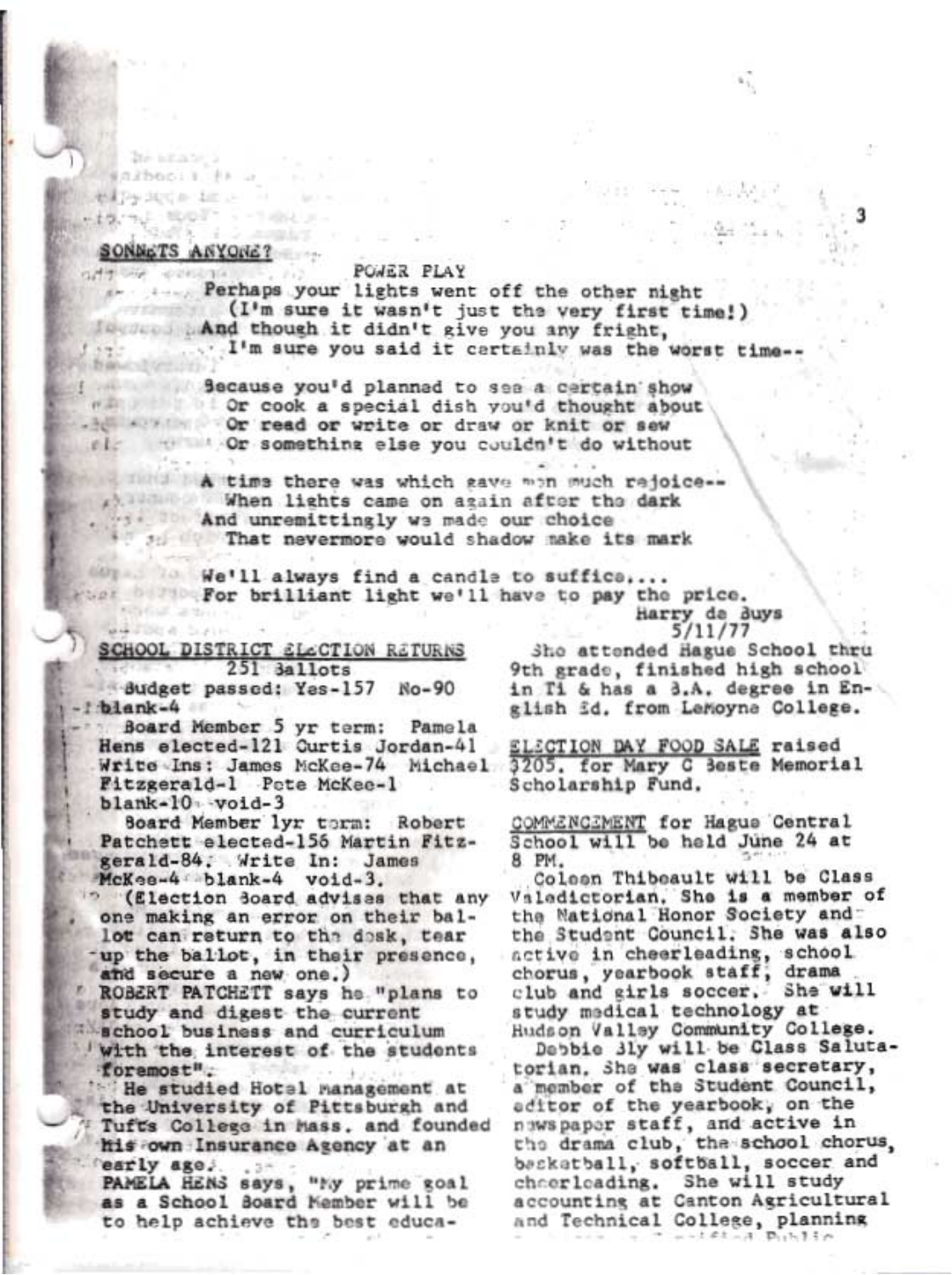## SONNETS ANYONE?

### POWER PLAY

Perhaps your lights went off the other night
(I'm sure it wasn't just the very first time!)
And though it didn't give you any fright,
I'm sure you said it certainly was the worst time--

Because you'd planned to see a certain show
Or cook a special dish you'd thought about
Or read or write or draw or knit or sew
Or something else you couldn't do without

A time there was which gave men much rejoice--
When lights came on again after the dark
And unremittingly we made our choice
That nevermore would shadow make its mark

We'll always find a candle to suffice....
For brilliant light we'll have to pay the price.

Harry de Buys
5/11/77

## SCHOOL DISTRICT ELECTION RETURNS

251 Ballots

Budget passed: Yes-157 No-90 blank-4

Board Member 5 yr term: Pamela Hens elected-121 Curtis Jordan-41 Write Ins: James McKee-74 Michael Fitzgerald-1 Pete McKee-1 blank-10 void-3

Board Member 1yr term: Robert Patchett elected-156 Martin Fitzgerald-84. Write In: James McKee-4 blank-4 void-3.

(Election Board advises that any one making an error on their ballot can return to the desk, tear up the ballot, in their presence, and secure a new one.)

ROBERT PATCHETT says he "plans to study and digest the current school business and curriculum with the interest of the students foremost".

He studied Hotel management at the University of Pittsburgh and Tufts College in Mass. and founded his own Insurance Agency at an early age.

PAMELA HENS says, "My prime goal as a School Board Member will be to help achieve the best educa-

She attended Hague School thru 9th grade, finished high school in Ti & has a B.A. degree in English Ed. from LeMoyne College.

ELECTION DAY FOOD SALE raised $205. for Mary C Beste Memorial Scholarship Fund.

COMMENCEMENT for Hague Central School will be held June 24 at 8 PM.

Coleen Thibeault will be Class Valedictorian. She is a member of the National Honor Society and the Student Council. She was also active in cheerleading, school chorus, yearbook staff, drama club and girls soccer. She will study medical technology at Hudson Valley Community College.

Debbie Bly will be Class Salutatorian. She was class secretary, a member of the Student Council, editor of the yearbook, on the newspaper staff, and active in the drama club, the school chorus, basketball, softball, soccer and cheerleading. She will study accounting at Canton Agricultural and Technical College, planning ... Certified Public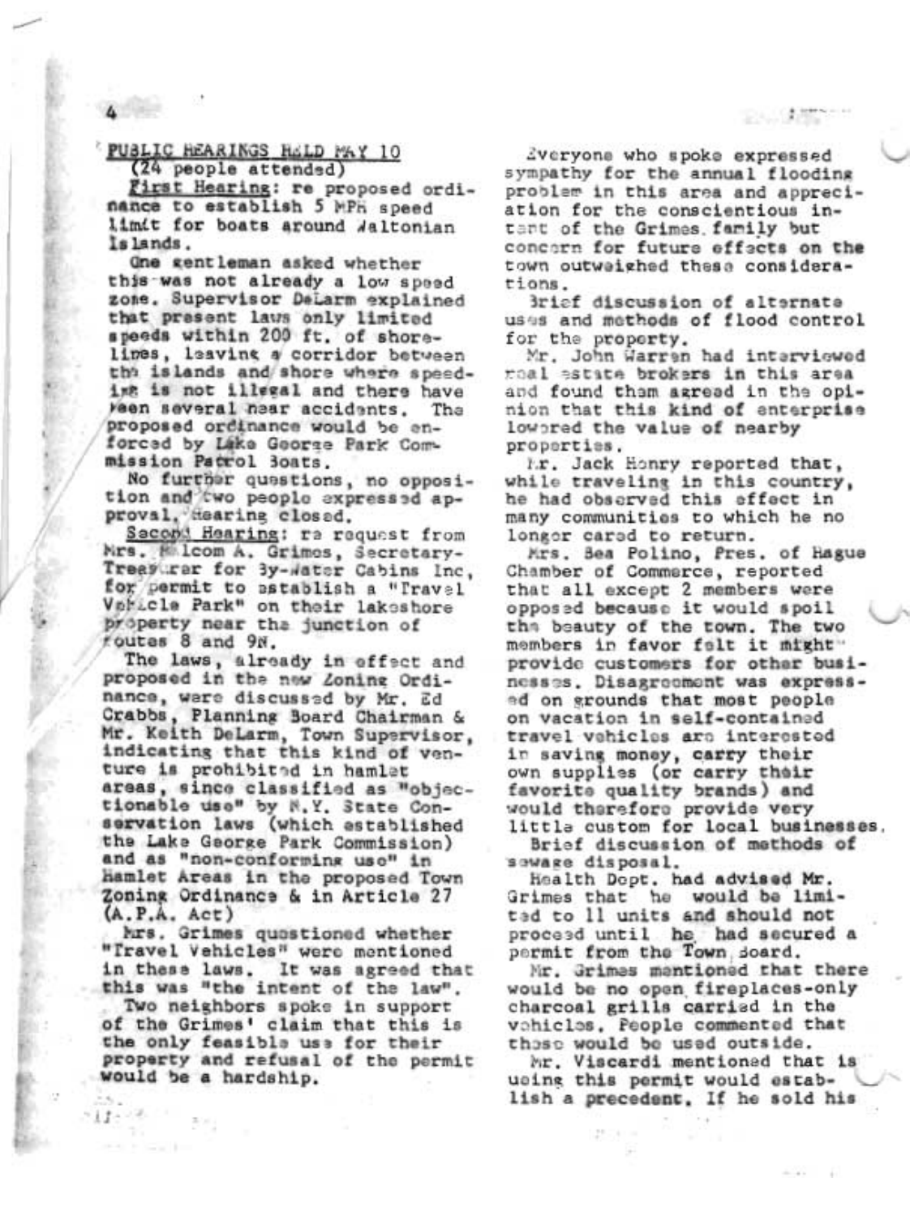## PUBLIC HEARINGS HELD MAY 10

(24 people attended)

First Hearing: re proposed ordinance to establish 5 MPH speed limit for boats around Waltonian Islands.

One gentleman asked whether this was not already a low speed zone. Supervisor DeLarm explained that present laws only limited speeds within 200 ft. of shorelines, leaving a corridor between the islands and shore where speeding is not illegal and there have been several near accidents. The proposed ordinance would be enforced by Lake George Park Commission Patrol Boats.

No further questions, no opposition and two people expressed approval. Hearing closed.

Second Hearing: re request from Mrs. Malcom A. Grimes, Secretary-Treasurer for By-Water Cabins Inc, for permit to establish a "Travel Vehicle Park" on their lakeshore property near the junction of Routes 8 and 9N.

The laws, already in effect and proposed in the new Zoning Ordinance, were discussed by Mr. Ed Crabbs, Planning Board Chairman & Mr. Keith DeLarm, Town Supervisor, indicating that this kind of venture is prohibited in hamlet areas, since classified as "objectionable use" by N.Y. State Conservation laws (which established the Lake George Park Commission) and as "non-conforming use" in Hamlet Areas in the proposed Town Zoning Ordinance & in Article 27 (A.P.A. Act)

Mrs. Grimes questioned whether "Travel Vehicles" were mentioned in these laws. It was agreed that this was "the intent of the law".

Two neighbors spoke in support of the Grimes' claim that this is the only feasible use for their property and refusal of the permit would be a hardship.

Everyone who spoke expressed sympathy for the annual flooding problem in this area and appreciation for the conscientious intent of the Grimes family but concern for future effects on the town outweighed these considerations.

Brief discussion of alternate uses and methods of flood control for the property.

Mr. John Warren had interviewed real estate brokers in this area and found them agreed in the opinion that this kind of enterprise lowered the value of nearby properties.

Mr. Jack Henry reported that, while traveling in this country, he had observed this effect in many communities to which he no longer cared to return.

Mrs. Bea Polino, Pres. of Hague Chamber of Commerce, reported that all except 2 members were opposed because it would spoil the beauty of the town. The two members in favor felt it might provide customers for other businesses. Disagreement was expressed on grounds that most people on vacation in self-contained travel vehicles are interested in saving money, carry their own supplies (or carry their favorite quality brands) and would therefore provide very little custom for local businesses.

Brief discussion of methods of sewage disposal.

Health Dept. had advised Mr. Grimes that he would be limited to 11 units and should not proceed until he had secured a permit from the Town Board.

Mr. Grimes mentioned that there would be no open fireplaces-only charcoal grills carried in the vehicles. People commented that those would be used outside.

Mr. Viscardi mentioned that issuing this permit would establish a precedent. If he sold his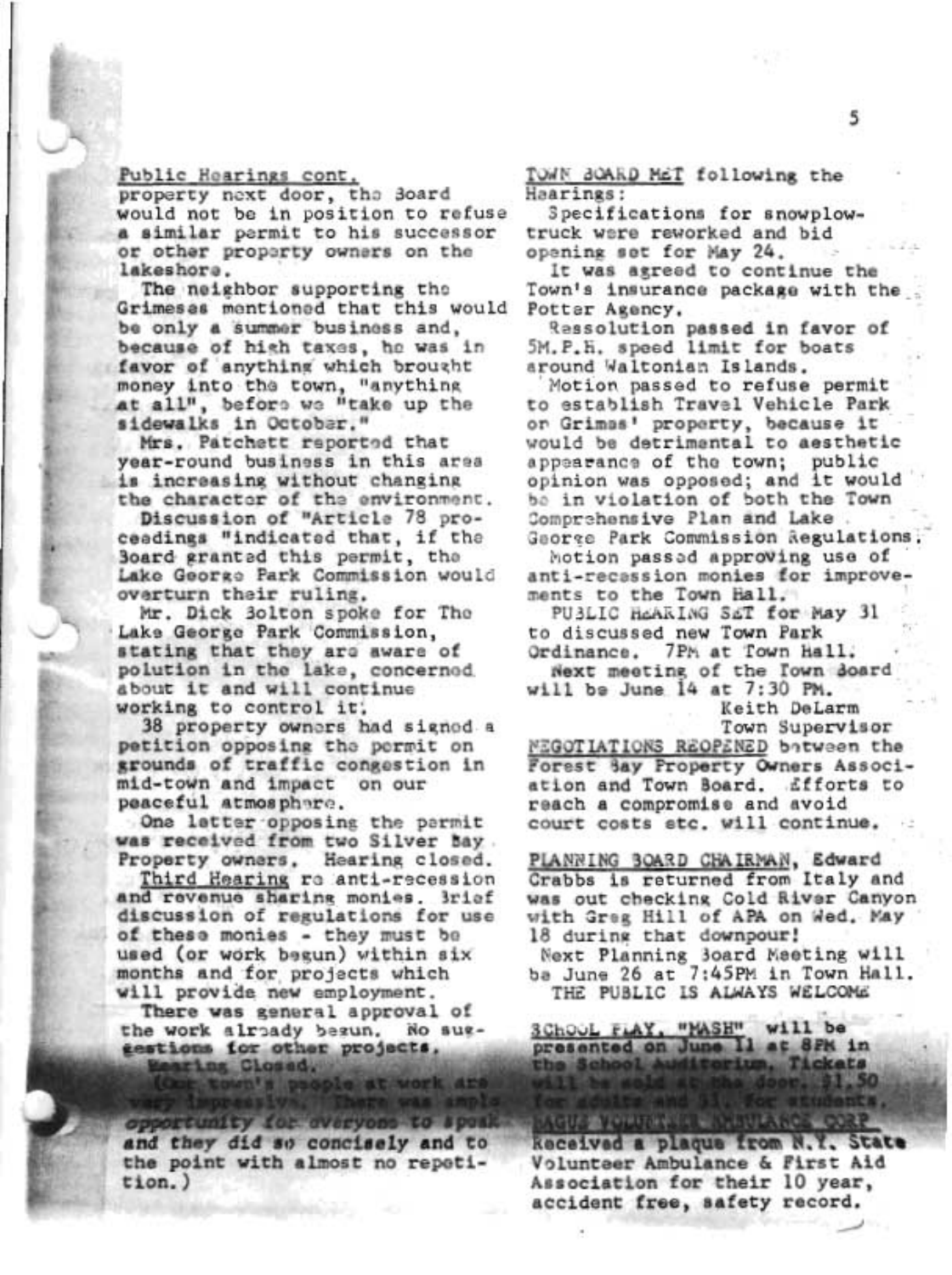Public Hearings cont.

property next door, the Board would not be in position to refuse a similar permit to his successor or other property owners on the lakeshore.

The neighbor supporting the Grimeses mentioned that this would be only a summer business and, because of high taxes, he was in favor of anything which brought money into the town, "anything at all", before we "take up the sidewalks in October."

Mrs. Patchett reported that year-round business in this area is increasing without changing the character of the environment.

Discussion of "Article 78 proceedings "indicated that, if the Board granted this permit, the Lake George Park Commission would overturn their ruling.

Mr. Dick Bolton spoke for The Lake George Park Commission, stating that they are aware of polution in the lake, concerned about it and will continue working to control it.

38 property owners had signed a petition opposing the permit on grounds of traffic congestion in mid-town and impact on our peaceful atmosphere.

One letter opposing the permit was received from two Silver Bay Property owners. Hearing closed.

Third Hearing re anti-recession and revenue sharing monies. Brief discussion of regulations for use of these monies - they must be used (or work begun) within six months and for projects which will provide new employment.

There was general approval of the work already begun. No suggestions for other projects. Hearing Closed.

(Our town's people at work are very impressive. There was ample opportunity for everyone to speak and they did so concisely and to the point with almost no repetition.)

TOWN BOARD MET following the Hearings:

Specifications for snowplow-truck were reworked and bid opening set for May 24.

It was agreed to continue the Town's insurance package with the Potter Agency.

Ressolution passed in favor of 5M.P.H. speed limit for boats around Waltonian Islands.

Motion passed to refuse permit to establish Travel Vehicle Park on Grimes' property, because it would be detrimental to aesthetic appearance of the town; public opinion was opposed; and it would be in violation of both the Town Comprehensive Plan and Lake George Park Commission Regulations.

Motion passed approving use of anti-recession monies for improvements to the Town Hall.

PUBLIC HEARING SET for May 31 to discussed new Town Park Ordinance. 7PM at Town Hall.

Next meeting of the Town Board will be June 14 at 7:30 PM.

Keith DeLarm
Town Supervisor

NEGOTIATIONS REOPENED between the Forest Bay Property Owners Association and Town Board. Efforts to reach a compromise and avoid court costs etc. will continue.

PLANNING BOARD CHAIRMAN, Edward Crabbs is returned from Italy and was out checking Cold River Canyon with Greg Hill of APA on Wed. May 18 during that downpour!

Next Planning Board Meeting will be June 26 at 7:45PM in Town Hall.

THE PUBLIC IS ALWAYS WELCOME

SCHOOL PLAY, "MASH" will be presented on June 11 at 8PM in the School Auditorium. Tickets will be sold at the door. $1.50 for adults and $1. for students.

HAGUE VOLUNTEER AMBULANCE CORP Received a plaque from N.Y. State Volunteer Ambulance & First Aid Association for their 10 year, accident free, safety record.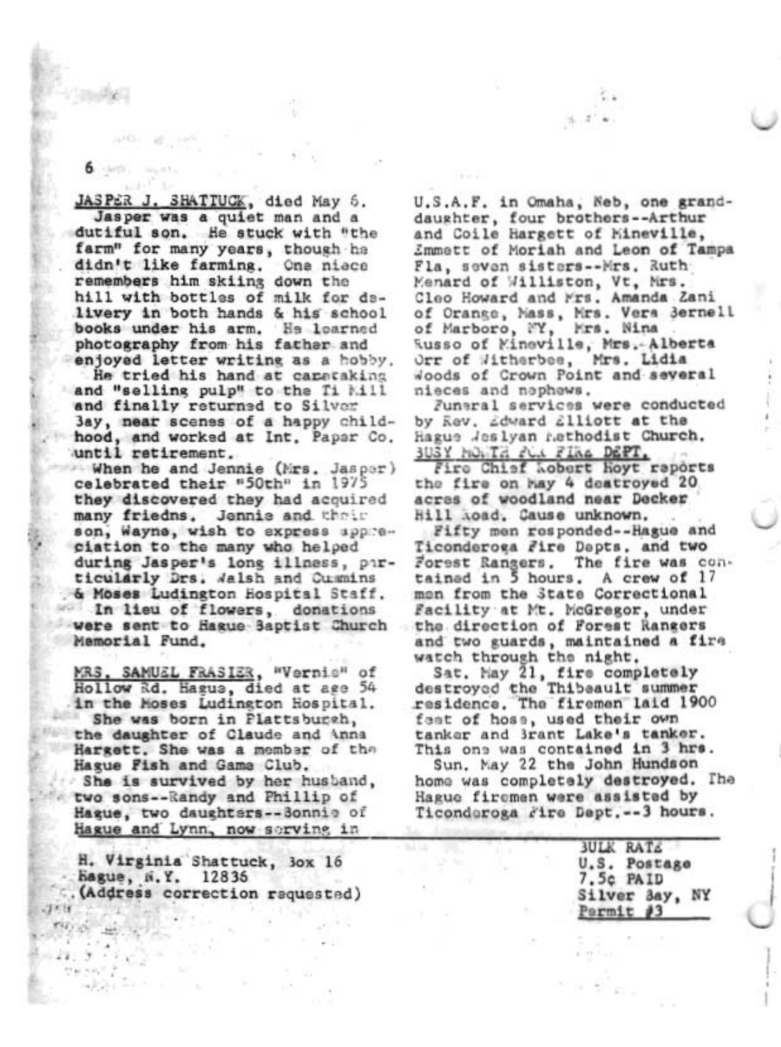**JASPER J. SHATTUCK**, died May 6.

Jasper was a quiet man and a dutiful son. He stuck with "the farm" for many years, though he didn't like farming. One niece remembers him skiing down the hill with bottles of milk for delivery in both hands & his school books under his arm. He learned photography from his father and enjoyed letter writing as a hobby.

He tried his hand at caretaking and "selling pulp" to the Ti Mill and finally returned to Silver Bay, near scenes of a happy childhood, and worked at Int. Paper Co. until retirement.

When he and Jennie (Mrs. Jasper) celebrated their "50th" in 1975 they discovered they had acquired many friedns. Jennie and their son, Wayne, wish to express appreciation to the many who helped during Jasper's long illness, particularly Drs. Walsh and Cummins & Moses Ludington Hospital Staff.

In lieu of flowers, donations were sent to Hague Baptist Church Memorial Fund.

**MRS. SAMUEL FRASIER**, "Vernie" of Hollow Rd. Hague, died at age 54 in the Moses Ludington Hospital.

She was born in Plattsburgh, the daughter of Claude and Anna Hargett. She was a member of the Hague Fish and Game Club.

She is survived by her husband, two sons--Randy and Phillip of Hague, two daughters--Bonnie of Hague and Lynn, now serving in U.S.A.F. in Omaha, Neb, one granddaughter, four brothers--Arthur and Coile Hargett of Mineville, Emmett of Moriah and Leon of Tampa Fla, seven sisters--Mrs. Ruth Menard of Williston, Vt, Mrs. Cleo Howard and Mrs. Amanda Zani of Orange, Mass, Mrs. Vera Bernell of Marboro, NY, Mrs. Nina Russo of Mineville, Mrs. Alberta Orr of Witherbee, Mrs. Lidia Woods of Crown Point and several nieces and nephews.

Funeral services were conducted by Rev. Edward Elliott at the Hague Wesleyan Methodist Church.

**BUSY MONTH FOR FIRE DEPT.**

Fire Chief Robert Hoyt reports the fire on May 4 destroyed 20 acres of woodland near Decker Hill Road. Cause unknown.

Fifty men responded--Hague and Ticonderoga Fire Depts. and two Forest Rangers. The fire was contained in 5 hours. A crew of 17 men from the State Correctional Facility at Mt. McGregor, under the direction of Forest Rangers and two guards, maintained a fire watch through the night.

Sat. May 21, fire completely destroyed the Thibeault summer residence. The firemen laid 1900 feet of hose, used their own tanker and Brant Lake's tanker. This one was contained in 3 hrs.

Sun. May 22 the John Hundson home was completely destroyed. The Hague firemen were assisted by Ticonderoga Fire Dept.--3 hours.

H. Virginia Shattuck, Box 16
Hague, N.Y. 12836
(Address correction requested)

BULK RATE
U.S. Postage
7.5¢ PAID
Silver Bay, NY
Permit #3